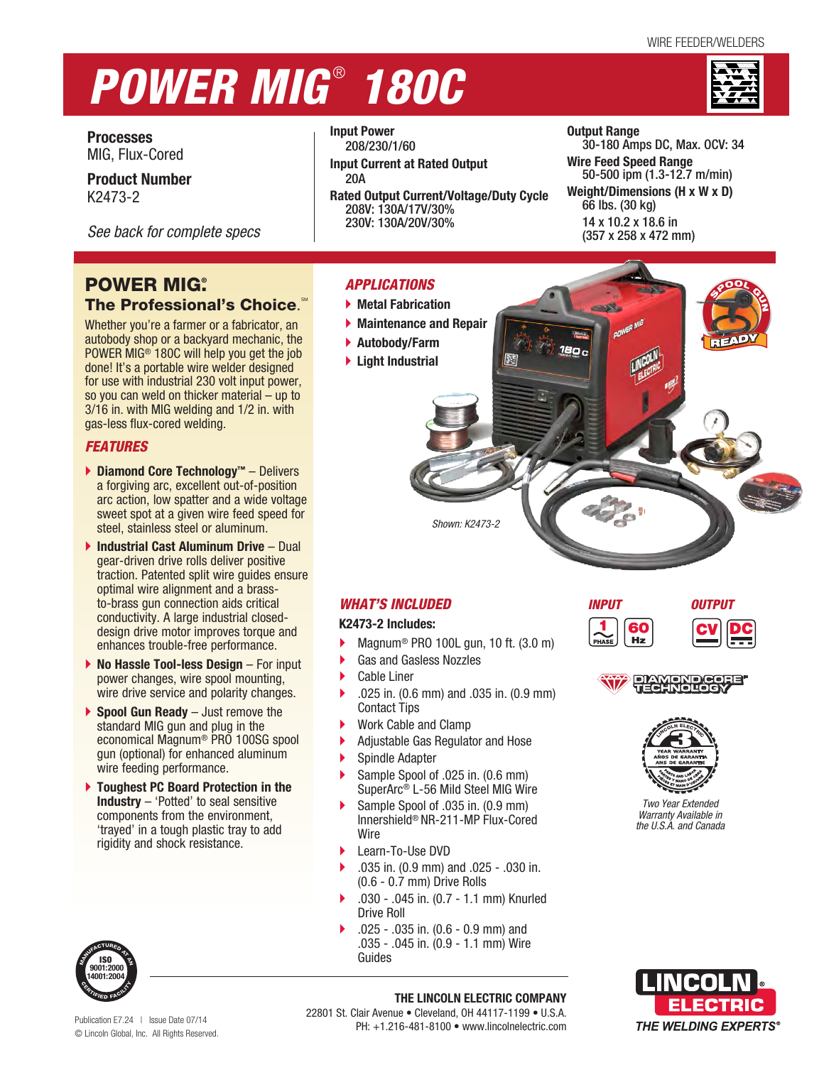WIRE FEEDER/WELDERS

# POWER MIG® 180C

**Processes**
MIG, Flux-Cored

**Product Number**
K2473-2

*See back for complete specs*

**Input Power**
208/230/1/60

**Input Current at Rated Output**
20A

**Rated Output Current/Voltage/Duty Cycle**
208V: 130A/17V/30%
230V: 130A/20V/30%

**Output Range**
30-180 Amps DC, Max. OCV: 34

**Wire Feed Speed Range**
50-500 ipm (1.3-12.7 m/min)

**Weight/Dimensions (H x W x D)**
66 lbs. (30 kg)
14 x 10.2 x 18.6 in
(357 x 258 x 472 mm)

## POWER MIG®
### The Professional's Choice.℠

Whether you're a farmer or a fabricator, an autobody shop or a backyard mechanic, the POWER MIG® 180C will help you get the job done! It's a portable wire welder designed for use with industrial 230 volt input power, so you can weld on thicker material – up to 3/16 in. with MIG welding and 1/2 in. with gas-less flux-cored welding.

### *FEATURES*

- **Diamond Core Technology™** – Delivers a forgiving arc, excellent out-of-position arc action, low spatter and a wide voltage sweet spot at a given wire feed speed for steel, stainless steel or aluminum.
- **Industrial Cast Aluminum Drive** – Dual gear-driven drive rolls deliver positive traction. Patented split wire guides ensure optimal wire alignment and a brass-to-brass gun connection aids critical conductivity. A large industrial closed-design drive motor improves torque and enhances trouble-free performance.
- **No Hassle Tool-less Design** – For input power changes, wire spool mounting, wire drive service and polarity changes.
- **Spool Gun Ready** – Just remove the standard MIG gun and plug in the economical Magnum® PRO 100SG spool gun (optional) for enhanced aluminum wire feeding performance.
- **Toughest PC Board Protection in the Industry** – 'Potted' to seal sensitive components from the environment, 'trayed' in a tough plastic tray to add rigidity and shock resistance.

### *APPLICATIONS*

- Metal Fabrication
- Maintenance and Repair
- Autobody/Farm
- Light Industrial

*Shown: K2473-2*

SPOOL GUN READY

### *WHAT'S INCLUDED*

**K2473-2 Includes:**

- Magnum® PRO 100L gun, 10 ft. (3.0 m)
- Gas and Gasless Nozzles
- Cable Liner
- .025 in. (0.6 mm) and .035 in. (0.9 mm) Contact Tips
- Work Cable and Clamp
- Adjustable Gas Regulator and Hose
- Spindle Adapter
- Sample Spool of .025 in. (0.6 mm) SuperArc® L-56 Mild Steel MIG Wire
- Sample Spool of .035 in. (0.9 mm) Innershield® NR-211-MP Flux-Cored Wire
- Learn-To-Use DVD
- .035 in. (0.9 mm) and .025 - .030 in. (0.6 - 0.7 mm) Drive Rolls
- .030 - .045 in. (0.7 - 1.1 mm) Knurled Drive Roll
- .025 - .035 in. (0.6 - 0.9 mm) and .035 - .045 in. (0.9 - 1.1 mm) Wire Guides

*INPUT*: 1 PHASE, 60 Hz

*OUTPUT*: CV, DC

DIAMOND CORE TECHNOLOGY

3 YEAR WARRANTY

*Two Year Extended Warranty Available in the U.S.A. and Canada*

MANUFACTURED AT AN ISO 9001:2000 14001:2004 CERTIFIED FACILITY

**THE LINCOLN ELECTRIC COMPANY**
22801 St. Clair Avenue • Cleveland, OH 44117-1199 • U.S.A.
PH: +1.216-481-8100 • www.lincolnelectric.com

LINCOLN ELECTRIC
*THE WELDING EXPERTS®*

Publication E7.24 | Issue Date 07/14
© Lincoln Global, Inc. All Rights Reserved.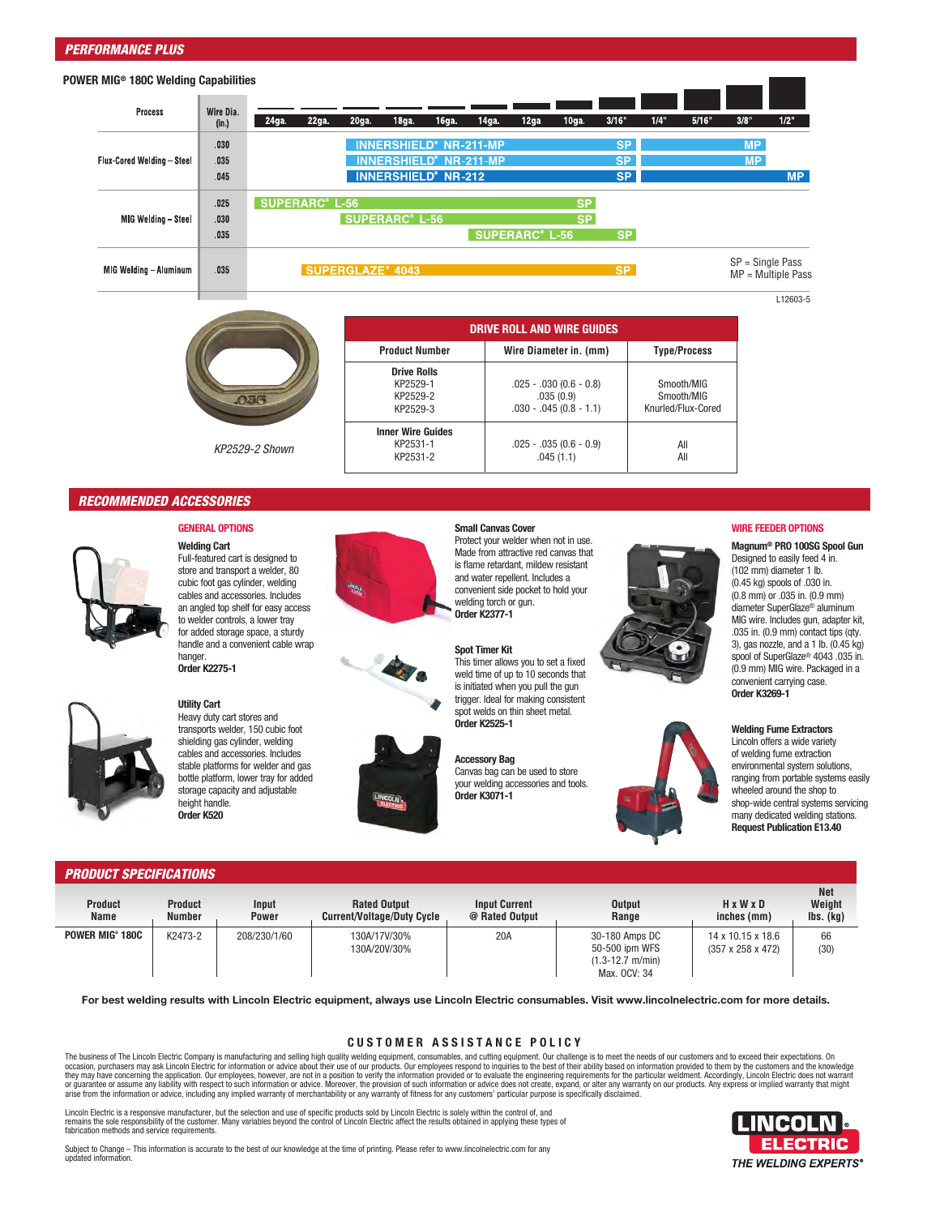## PERFORMANCE PLUS

### POWER MIG® 180C Welding Capabilities

Process | Wire Dia. (in.)

24ga. 22ga. 20ga. 18ga. 16ga. 14ga. 12ga 10ga. 3/16" 1/4" 5/16" 3/8" 1/2"

Flux-Cored Welding – Steel
.030 INNERSHIELD® NR-211-MP SP MP
.035 INNERSHIELD® NR-211-MP SP MP
.045 INNERSHIELD® NR-212 SP MP

MIG Welding – Steel
.025 SUPERARC® L-56 SP
.030 SUPERARC® L-56 SP
.035 SUPERARC® L-56 SP

MIG Welding – Aluminum
.035 SUPERGLAZE® 4043 SP

SP = Single Pass
MP = Multiple Pass

L12603-5

*KP2529-2 Shown*

| DRIVE ROLL AND WIRE GUIDES | | |
|---|---|---|
| **Product Number** | **Wire Diameter in. (mm)** | **Type/Process** |
| **Drive Rolls**<br>KP2529-1<br>KP2529-2<br>KP2529-3 | .025 - .030 (0.6 - 0.8)<br>.035 (0.9)<br>.030 - .045 (0.8 - 1.1) | Smooth/MIG<br>Smooth/MIG<br>Knurled/Flux-Cored |
| **Inner Wire Guides**<br>KP2531-1<br>KP2531-2 | .025 - .035 (0.6 - 0.9)<br>.045 (1.1) | All<br>All |

## RECOMMENDED ACCESSORIES

### GENERAL OPTIONS

**Welding Cart**
Full-featured cart is designed to store and transport a welder, 80 cubic foot gas cylinder, welding cables and accessories. Includes an angled top shelf for easy access to welder controls, a lower tray for added storage space, a sturdy handle and a convenient cable wrap hanger.
**Order K2275-1**

**Utility Cart**
Heavy duty cart stores and transports welder, 150 cubic foot shielding gas cylinder, welding cables and accessories. Includes stable platforms for welder and gas bottle platform, lower tray for added storage capacity and adjustable height handle.
**Order K520**

**Small Canvas Cover**
Protect your welder when not in use. Made from attractive red canvas that is flame retardant, mildew resistant and water repellent. Includes a convenient side pocket to hold your welding torch or gun.
**Order K2377-1**

**Spot Timer Kit**
This timer allows you to set a fixed weld time of up to 10 seconds that is initiated when you pull the gun trigger. Ideal for making consistent spot welds on thin sheet metal.
**Order K2525-1**

**Accessory Bag**
Canvas bag can be used to store your welding accessories and tools.
**Order K3071-1**

### WIRE FEEDER OPTIONS

**Magnum® PRO 100SG Spool Gun**
Designed to easily feed 4 in. (102 mm) diameter 1 lb. (0.45 kg) spools of .030 in. (0.8 mm) or .035 in. (0.9 mm) diameter SuperGlaze® aluminum MIG wire. Includes gun, adapter kit, .035 in. (0.9 mm) contact tips (qty. 3), gas nozzle, and a 1 lb. (0.45 kg) spool of SuperGlaze® 4043 .035 in. (0.9 mm) MIG wire. Packaged in a convenient carrying case.
**Order K3269-1**

**Welding Fume Extractors**
Lincoln offers a wide variety of welding fume extraction environmental system solutions, ranging from portable systems easily wheeled around the shop to shop-wide central systems servicing many dedicated welding stations.
**Request Publication E13.40**

## PRODUCT SPECIFICATIONS

| Product Name | Product Number | Input Power | Rated Output Current/Voltage/Duty Cycle | Input Current @ Rated Output | Output Range | H x W x D inches (mm) | Net Weight lbs. (kg) |
|---|---|---|---|---|---|---|---|
| **POWER MIG® 180C** | K2473-2 | 208/230/1/60 | 130A/17V/30%<br>130A/20V/30% | 20A | 30-180 Amps DC<br>50-500 ipm WFS<br>(1.3-12.7 m/min)<br>Max. OCV: 34 | 14 x 10.15 x 18.6<br>(357 x 258 x 472) | 66<br>(30) |

**For best welding results with Lincoln Electric equipment, always use Lincoln Electric consumables. Visit www.lincolnelectric.com for more details.**

### CUSTOMER ASSISTANCE POLICY

The business of The Lincoln Electric Company is manufacturing and selling high quality welding equipment, consumables, and cutting equipment. Our challenge is to meet the needs of our customers and to exceed their expectations. On occasion, purchasers may ask Lincoln Electric for information or advice about their use of our products. Our employees respond to inquiries to the best of their ability based on information provided to them by the customers and the knowledge they may have concerning the application. Our employees, however, are not in a position to verify the information provided or to evaluate the engineering requirements for the particular weldment. Accordingly, Lincoln Electric does not warrant or guarantee or assume any liability with respect to such information or advice. Moreover, the provision of such information or advice does not create, expand, or alter any warranty on our products. Any express or implied warranty that might arise from the information or advice, including any implied warranty of merchantability or any warranty of fitness for any customers' particular purpose is specifically disclaimed.

Lincoln Electric is a responsive manufacturer, but the selection and use of specific products sold by Lincoln Electric is solely within the control of, and remains the sole responsibility of the customer. Many variables beyond the control of Lincoln Electric affect the results obtained in applying these types of fabrication methods and service requirements.

Subject to Change – This information is accurate to the best of our knowledge at the time of printing. Please refer to www.lincolnelectric.com for any updated information.

LINCOLN ELECTRIC
*THE WELDING EXPERTS®*